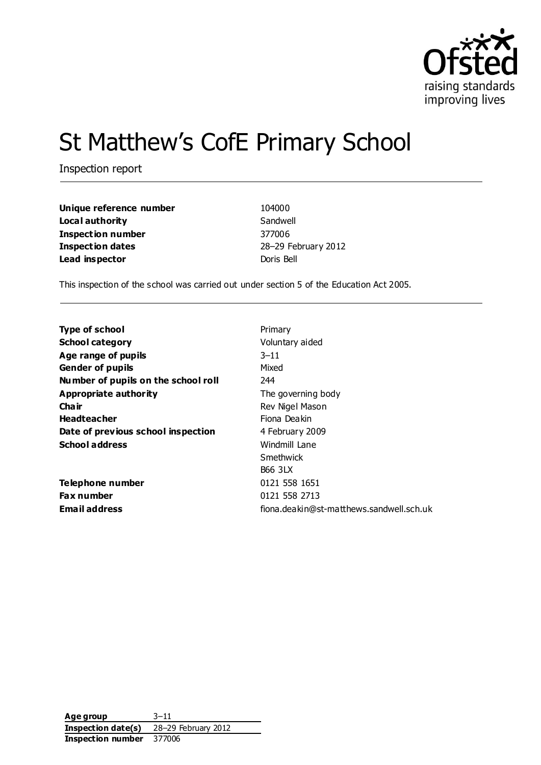# St Matthew's CofE Primary School

Inspection report

| | |
|---|---|
| **Unique reference number** | 104000 |
| **Local authority** | Sandwell |
| **Inspection number** | 377006 |
| **Inspection dates** | 28–29 February 2012 |
| **Lead inspector** | Doris Bell |

This inspection of the school was carried out under section 5 of the Education Act 2005.

| | |
|---|---|
| **Type of school** | Primary |
| **School category** | Voluntary aided |
| **Age range of pupils** | 3–11 |
| **Gender of pupils** | Mixed |
| **Number of pupils on the school roll** | 244 |
| **Appropriate authority** | The governing body |
| **Chair** | Rev Nigel Mason |
| **Headteacher** | Fiona Deakin |
| **Date of previous school inspection** | 4 February 2009 |
| **School address** | Windmill Lane<br>Smethwick<br>B66 3LX |
| **Telephone number** | 0121 558 1651 |
| **Fax number** | 0121 558 2713 |
| **Email address** | fiona.deakin@st-matthews.sandwell.sch.uk |

| | |
|---|---|
| **Age group** | 3–11 |
| **Inspection date(s)** | 28–29 February 2012 |
| **Inspection number** | 377006 |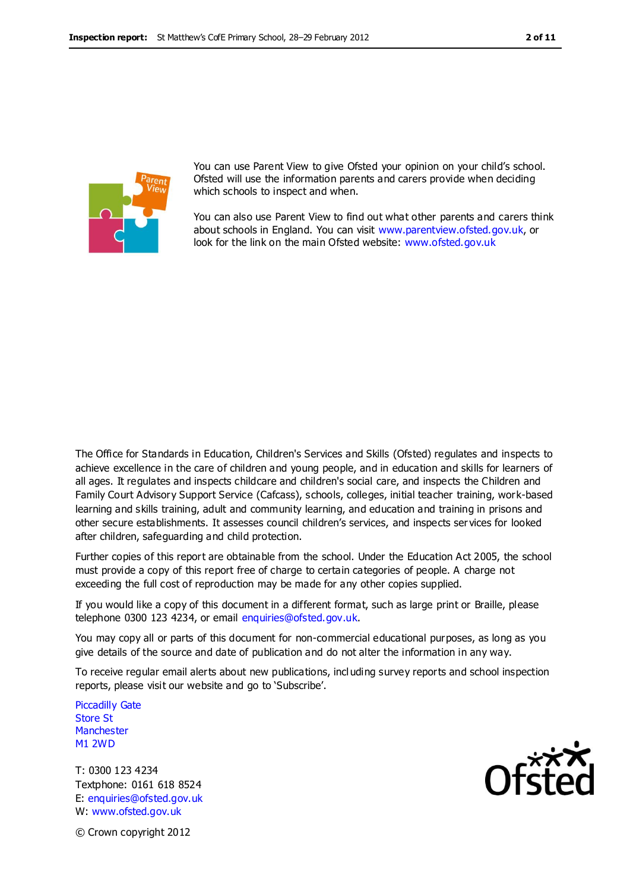You can use Parent View to give Ofsted your opinion on your child's school. Ofsted will use the information parents and carers provide when deciding which schools to inspect and when.

You can also use Parent View to find out what other parents and carers think about schools in England. You can visit www.parentview.ofsted.gov.uk, or look for the link on the main Ofsted website: www.ofsted.gov.uk

The Office for Standards in Education, Children's Services and Skills (Ofsted) regulates and inspects to achieve excellence in the care of children and young people, and in education and skills for learners of all ages. It regulates and inspects childcare and children's social care, and inspects the Children and Family Court Advisory Support Service (Cafcass), schools, colleges, initial teacher training, work-based learning and skills training, adult and community learning, and education and training in prisons and other secure establishments. It assesses council children's services, and inspects services for looked after children, safeguarding and child protection.

Further copies of this report are obtainable from the school. Under the Education Act 2005, the school must provide a copy of this report free of charge to certain categories of people. A charge not exceeding the full cost of reproduction may be made for any other copies supplied.

If you would like a copy of this document in a different format, such as large print or Braille, please telephone 0300 123 4234, or email enquiries@ofsted.gov.uk.

You may copy all or parts of this document for non-commercial educational purposes, as long as you give details of the source and date of publication and do not alter the information in any way.

To receive regular email alerts about new publications, including survey reports and school inspection reports, please visit our website and go to 'Subscribe'.

Piccadilly Gate
Store St
Manchester
M1 2WD

T: 0300 123 4234
Textphone: 0161 618 8524
E: enquiries@ofsted.gov.uk
W: www.ofsted.gov.uk

© Crown copyright 2012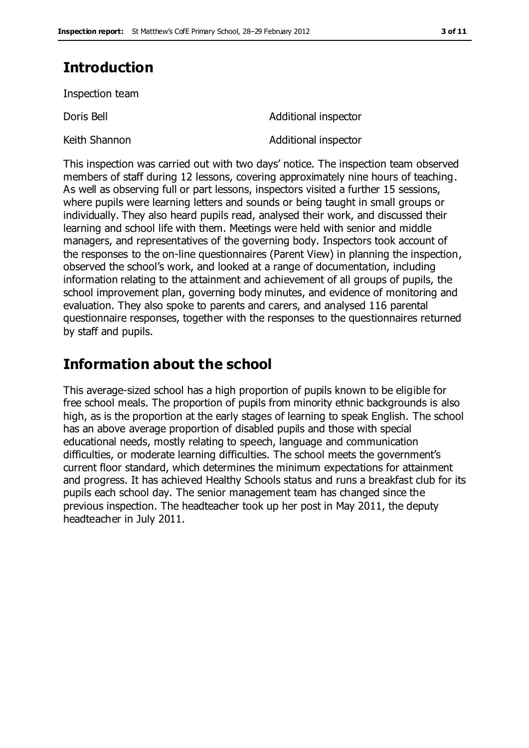## Introduction

Inspection team

| | |
|---|---|
| Doris Bell | Additional inspector |
| Keith Shannon | Additional inspector |

This inspection was carried out with two days' notice. The inspection team observed members of staff during 12 lessons, covering approximately nine hours of teaching. As well as observing full or part lessons, inspectors visited a further 15 sessions, where pupils were learning letters and sounds or being taught in small groups or individually. They also heard pupils read, analysed their work, and discussed their learning and school life with them. Meetings were held with senior and middle managers, and representatives of the governing body. Inspectors took account of the responses to the on-line questionnaires (Parent View) in planning the inspection, observed the school's work, and looked at a range of documentation, including information relating to the attainment and achievement of all groups of pupils, the school improvement plan, governing body minutes, and evidence of monitoring and evaluation. They also spoke to parents and carers, and analysed 116 parental questionnaire responses, together with the responses to the questionnaires returned by staff and pupils.

## Information about the school

This average-sized school has a high proportion of pupils known to be eligible for free school meals. The proportion of pupils from minority ethnic backgrounds is also high, as is the proportion at the early stages of learning to speak English. The school has an above average proportion of disabled pupils and those with special educational needs, mostly relating to speech, language and communication difficulties, or moderate learning difficulties. The school meets the government's current floor standard, which determines the minimum expectations for attainment and progress. It has achieved Healthy Schools status and runs a breakfast club for its pupils each school day. The senior management team has changed since the previous inspection. The headteacher took up her post in May 2011, the deputy headteacher in July 2011.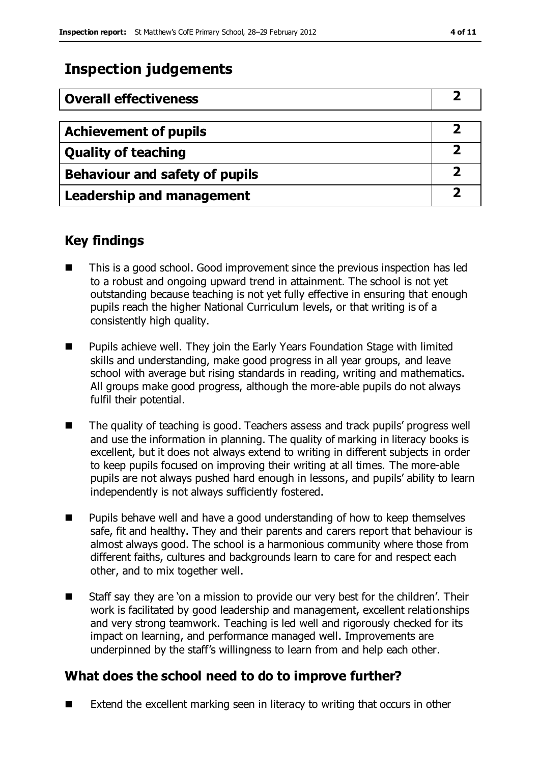# Inspection judgements

| Overall effectiveness | 2 |
|---|---|
| **Achievement of pupils** | **2** |
| **Quality of teaching** | **2** |
| **Behaviour and safety of pupils** | **2** |
| **Leadership and management** | **2** |

## Key findings

- This is a good school. Good improvement since the previous inspection has led to a robust and ongoing upward trend in attainment. The school is not yet outstanding because teaching is not yet fully effective in ensuring that enough pupils reach the higher National Curriculum levels, or that writing is of a consistently high quality.
- Pupils achieve well. They join the Early Years Foundation Stage with limited skills and understanding, make good progress in all year groups, and leave school with average but rising standards in reading, writing and mathematics. All groups make good progress, although the more-able pupils do not always fulfil their potential.
- The quality of teaching is good. Teachers assess and track pupils' progress well and use the information in planning. The quality of marking in literacy books is excellent, but it does not always extend to writing in different subjects in order to keep pupils focused on improving their writing at all times. The more-able pupils are not always pushed hard enough in lessons, and pupils' ability to learn independently is not always sufficiently fostered.
- Pupils behave well and have a good understanding of how to keep themselves safe, fit and healthy. They and their parents and carers report that behaviour is almost always good. The school is a harmonious community where those from different faiths, cultures and backgrounds learn to care for and respect each other, and to mix together well.
- Staff say they are 'on a mission to provide our very best for the children'. Their work is facilitated by good leadership and management, excellent relationships and very strong teamwork. Teaching is led well and rigorously checked for its impact on learning, and performance managed well. Improvements are underpinned by the staff's willingness to learn from and help each other.

## What does the school need to do to improve further?

- Extend the excellent marking seen in literacy to writing that occurs in other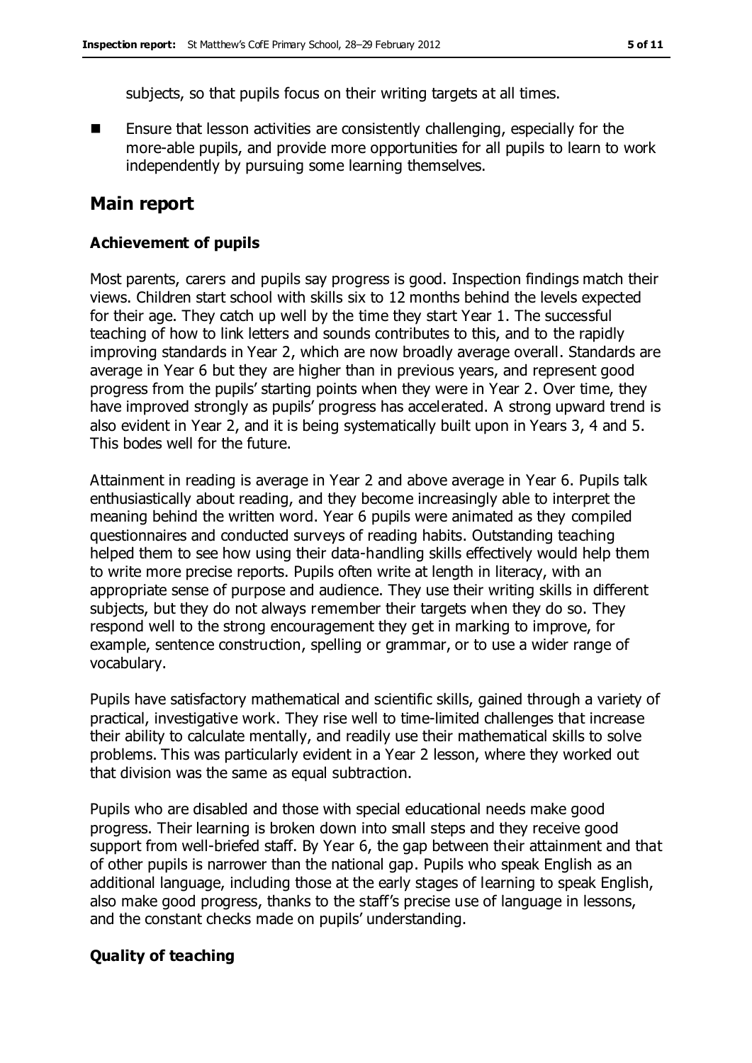subjects, so that pupils focus on their writing targets at all times.

- Ensure that lesson activities are consistently challenging, especially for the more-able pupils, and provide more opportunities for all pupils to learn to work independently by pursuing some learning themselves.

## Main report

### Achievement of pupils

Most parents, carers and pupils say progress is good. Inspection findings match their views. Children start school with skills six to 12 months behind the levels expected for their age. They catch up well by the time they start Year 1. The successful teaching of how to link letters and sounds contributes to this, and to the rapidly improving standards in Year 2, which are now broadly average overall. Standards are average in Year 6 but they are higher than in previous years, and represent good progress from the pupils' starting points when they were in Year 2. Over time, they have improved strongly as pupils' progress has accelerated. A strong upward trend is also evident in Year 2, and it is being systematically built upon in Years 3, 4 and 5. This bodes well for the future.

Attainment in reading is average in Year 2 and above average in Year 6. Pupils talk enthusiastically about reading, and they become increasingly able to interpret the meaning behind the written word. Year 6 pupils were animated as they compiled questionnaires and conducted surveys of reading habits. Outstanding teaching helped them to see how using their data-handling skills effectively would help them to write more precise reports. Pupils often write at length in literacy, with an appropriate sense of purpose and audience. They use their writing skills in different subjects, but they do not always remember their targets when they do so. They respond well to the strong encouragement they get in marking to improve, for example, sentence construction, spelling or grammar, or to use a wider range of vocabulary.

Pupils have satisfactory mathematical and scientific skills, gained through a variety of practical, investigative work. They rise well to time-limited challenges that increase their ability to calculate mentally, and readily use their mathematical skills to solve problems. This was particularly evident in a Year 2 lesson, where they worked out that division was the same as equal subtraction.

Pupils who are disabled and those with special educational needs make good progress. Their learning is broken down into small steps and they receive good support from well-briefed staff. By Year 6, the gap between their attainment and that of other pupils is narrower than the national gap. Pupils who speak English as an additional language, including those at the early stages of learning to speak English, also make good progress, thanks to the staff's precise use of language in lessons, and the constant checks made on pupils' understanding.

### Quality of teaching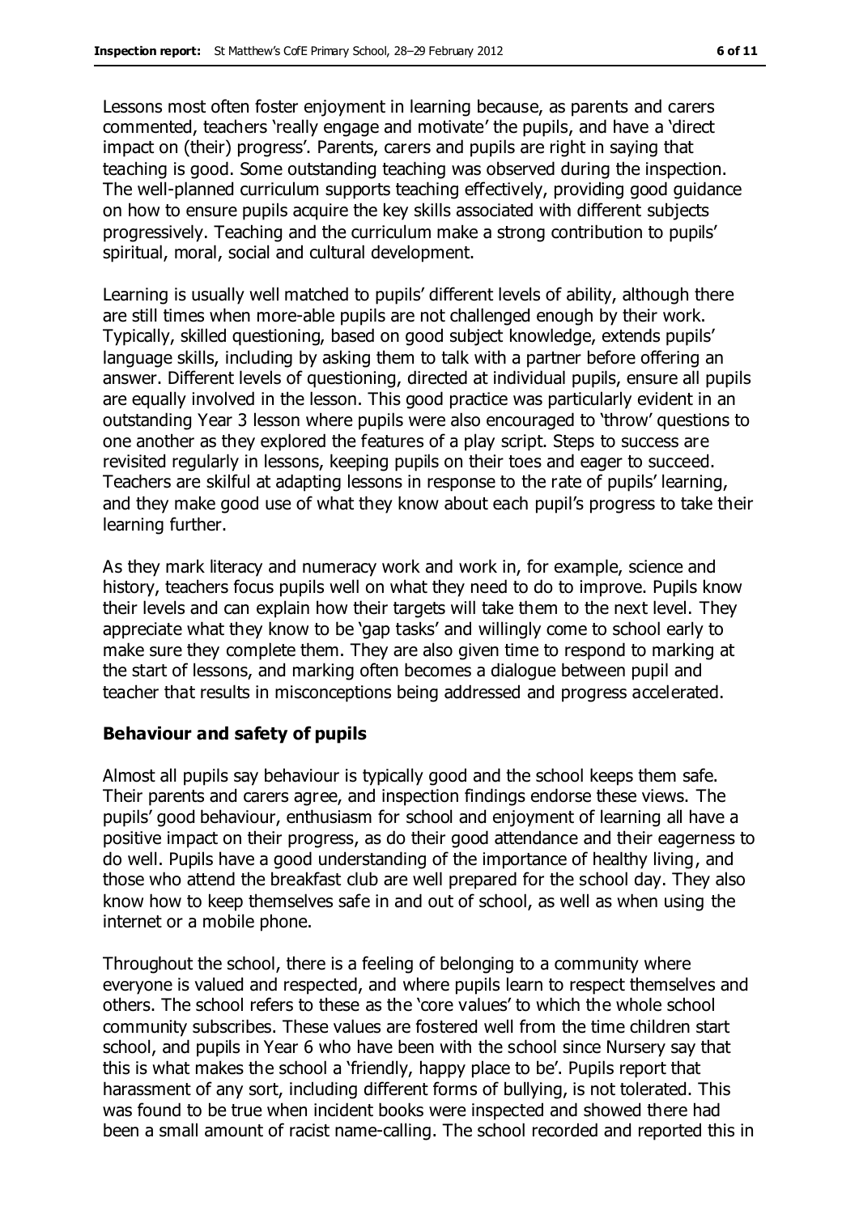Lessons most often foster enjoyment in learning because, as parents and carers commented, teachers 'really engage and motivate' the pupils, and have a 'direct impact on (their) progress'. Parents, carers and pupils are right in saying that teaching is good. Some outstanding teaching was observed during the inspection. The well-planned curriculum supports teaching effectively, providing good guidance on how to ensure pupils acquire the key skills associated with different subjects progressively. Teaching and the curriculum make a strong contribution to pupils' spiritual, moral, social and cultural development.

Learning is usually well matched to pupils' different levels of ability, although there are still times when more-able pupils are not challenged enough by their work. Typically, skilled questioning, based on good subject knowledge, extends pupils' language skills, including by asking them to talk with a partner before offering an answer. Different levels of questioning, directed at individual pupils, ensure all pupils are equally involved in the lesson. This good practice was particularly evident in an outstanding Year 3 lesson where pupils were also encouraged to 'throw' questions to one another as they explored the features of a play script. Steps to success are revisited regularly in lessons, keeping pupils on their toes and eager to succeed. Teachers are skilful at adapting lessons in response to the rate of pupils' learning, and they make good use of what they know about each pupil's progress to take their learning further.

As they mark literacy and numeracy work and work in, for example, science and history, teachers focus pupils well on what they need to do to improve. Pupils know their levels and can explain how their targets will take them to the next level. They appreciate what they know to be 'gap tasks' and willingly come to school early to make sure they complete them. They are also given time to respond to marking at the start of lessons, and marking often becomes a dialogue between pupil and teacher that results in misconceptions being addressed and progress accelerated.

### Behaviour and safety of pupils

Almost all pupils say behaviour is typically good and the school keeps them safe. Their parents and carers agree, and inspection findings endorse these views. The pupils' good behaviour, enthusiasm for school and enjoyment of learning all have a positive impact on their progress, as do their good attendance and their eagerness to do well. Pupils have a good understanding of the importance of healthy living, and those who attend the breakfast club are well prepared for the school day. They also know how to keep themselves safe in and out of school, as well as when using the internet or a mobile phone.

Throughout the school, there is a feeling of belonging to a community where everyone is valued and respected, and where pupils learn to respect themselves and others. The school refers to these as the 'core values' to which the whole school community subscribes. These values are fostered well from the time children start school, and pupils in Year 6 who have been with the school since Nursery say that this is what makes the school a 'friendly, happy place to be'. Pupils report that harassment of any sort, including different forms of bullying, is not tolerated. This was found to be true when incident books were inspected and showed there had been a small amount of racist name-calling. The school recorded and reported this in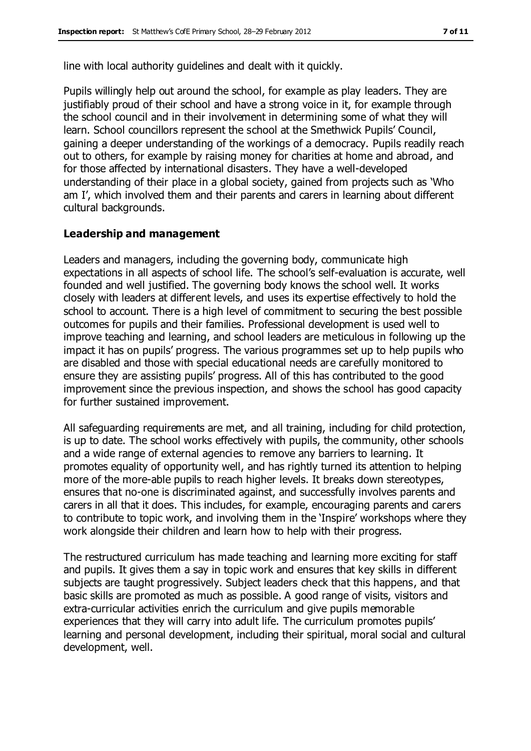line with local authority guidelines and dealt with it quickly.

Pupils willingly help out around the school, for example as play leaders. They are justifiably proud of their school and have a strong voice in it, for example through the school council and in their involvement in determining some of what they will learn. School councillors represent the school at the Smethwick Pupils' Council, gaining a deeper understanding of the workings of a democracy. Pupils readily reach out to others, for example by raising money for charities at home and abroad, and for those affected by international disasters. They have a well-developed understanding of their place in a global society, gained from projects such as 'Who am I', which involved them and their parents and carers in learning about different cultural backgrounds.

### Leadership and management

Leaders and managers, including the governing body, communicate high expectations in all aspects of school life. The school's self-evaluation is accurate, well founded and well justified. The governing body knows the school well. It works closely with leaders at different levels, and uses its expertise effectively to hold the school to account. There is a high level of commitment to securing the best possible outcomes for pupils and their families. Professional development is used well to improve teaching and learning, and school leaders are meticulous in following up the impact it has on pupils' progress. The various programmes set up to help pupils who are disabled and those with special educational needs are carefully monitored to ensure they are assisting pupils' progress. All of this has contributed to the good improvement since the previous inspection, and shows the school has good capacity for further sustained improvement.

All safeguarding requirements are met, and all training, including for child protection, is up to date. The school works effectively with pupils, the community, other schools and a wide range of external agencies to remove any barriers to learning. It promotes equality of opportunity well, and has rightly turned its attention to helping more of the more-able pupils to reach higher levels. It breaks down stereotypes, ensures that no-one is discriminated against, and successfully involves parents and carers in all that it does. This includes, for example, encouraging parents and carers to contribute to topic work, and involving them in the 'Inspire' workshops where they work alongside their children and learn how to help with their progress.

The restructured curriculum has made teaching and learning more exciting for staff and pupils. It gives them a say in topic work and ensures that key skills in different subjects are taught progressively. Subject leaders check that this happens, and that basic skills are promoted as much as possible. A good range of visits, visitors and extra-curricular activities enrich the curriculum and give pupils memorable experiences that they will carry into adult life. The curriculum promotes pupils' learning and personal development, including their spiritual, moral social and cultural development, well.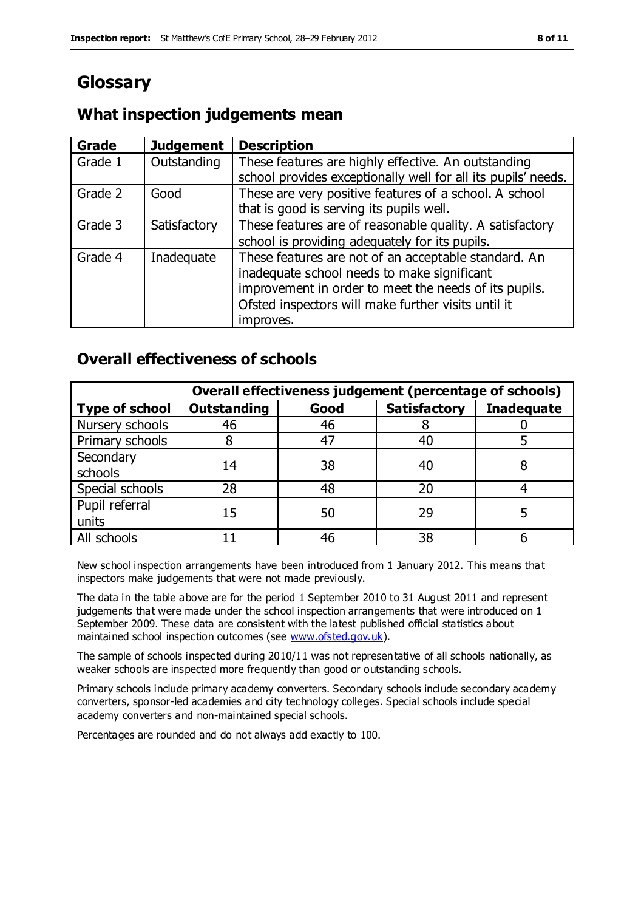# Glossary

## What inspection judgements mean

| Grade | Judgement | Description |
| --- | --- | --- |
| Grade 1 | Outstanding | These features are highly effective. An outstanding school provides exceptionally well for all its pupils' needs. |
| Grade 2 | Good | These are very positive features of a school. A school that is good is serving its pupils well. |
| Grade 3 | Satisfactory | These features are of reasonable quality. A satisfactory school is providing adequately for its pupils. |
| Grade 4 | Inadequate | These features are not of an acceptable standard. An inadequate school needs to make significant improvement in order to meet the needs of its pupils. Ofsted inspectors will make further visits until it improves. |

## Overall effectiveness of schools

| | Overall effectiveness judgement (percentage of schools) | | | |
| --- | --- | --- | --- | --- |
| **Type of school** | **Outstanding** | **Good** | **Satisfactory** | **Inadequate** |
| Nursery schools | 46 | 46 | 8 | 0 |
| Primary schools | 8 | 47 | 40 | 5 |
| Secondary schools | 14 | 38 | 40 | 8 |
| Special schools | 28 | 48 | 20 | 4 |
| Pupil referral units | 15 | 50 | 29 | 5 |
| All schools | 11 | 46 | 38 | 6 |

New school inspection arrangements have been introduced from 1 January 2012. This means that inspectors make judgements that were not made previously.

The data in the table above are for the period 1 September 2010 to 31 August 2011 and represent judgements that were made under the school inspection arrangements that were introduced on 1 September 2009. These data are consistent with the latest published official statistics about maintained school inspection outcomes (see www.ofsted.gov.uk).

The sample of schools inspected during 2010/11 was not representative of all schools nationally, as weaker schools are inspected more frequently than good or outstanding schools.

Primary schools include primary academy converters. Secondary schools include secondary academy converters, sponsor-led academies and city technology colleges. Special schools include special academy converters and non-maintained special schools.

Percentages are rounded and do not always add exactly to 100.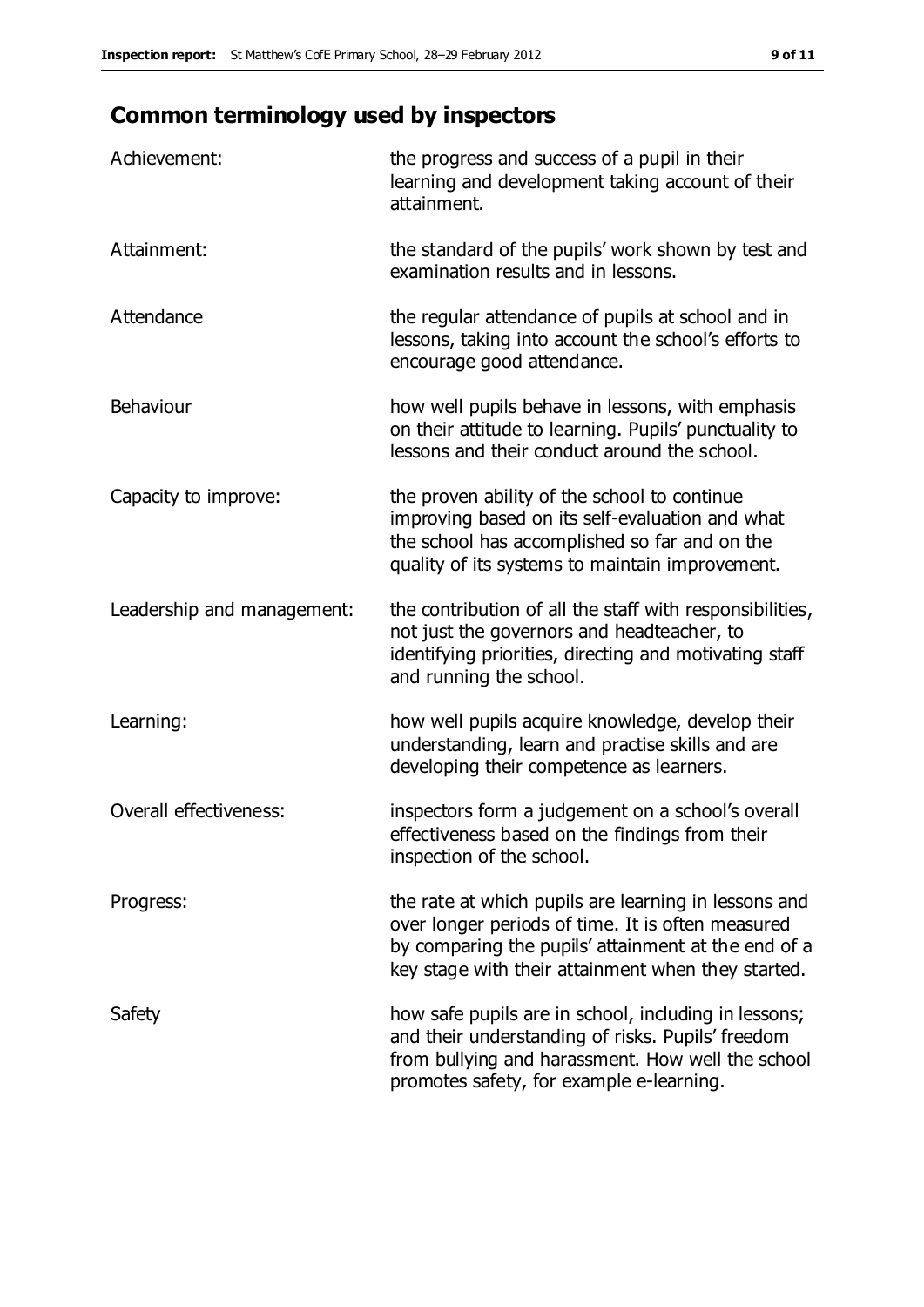## Common terminology used by inspectors

| | |
|---|---|
| Achievement: | the progress and success of a pupil in their learning and development taking account of their attainment. |
| Attainment: | the standard of the pupils' work shown by test and examination results and in lessons. |
| Attendance | the regular attendance of pupils at school and in lessons, taking into account the school's efforts to encourage good attendance. |
| Behaviour | how well pupils behave in lessons, with emphasis on their attitude to learning. Pupils' punctuality to lessons and their conduct around the school. |
| Capacity to improve: | the proven ability of the school to continue improving based on its self-evaluation and what the school has accomplished so far and on the quality of its systems to maintain improvement. |
| Leadership and management: | the contribution of all the staff with responsibilities, not just the governors and headteacher, to identifying priorities, directing and motivating staff and running the school. |
| Learning: | how well pupils acquire knowledge, develop their understanding, learn and practise skills and are developing their competence as learners. |
| Overall effectiveness: | inspectors form a judgement on a school's overall effectiveness based on the findings from their inspection of the school. |
| Progress: | the rate at which pupils are learning in lessons and over longer periods of time. It is often measured by comparing the pupils' attainment at the end of a key stage with their attainment when they started. |
| Safety | how safe pupils are in school, including in lessons; and their understanding of risks. Pupils' freedom from bullying and harassment. How well the school promotes safety, for example e-learning. |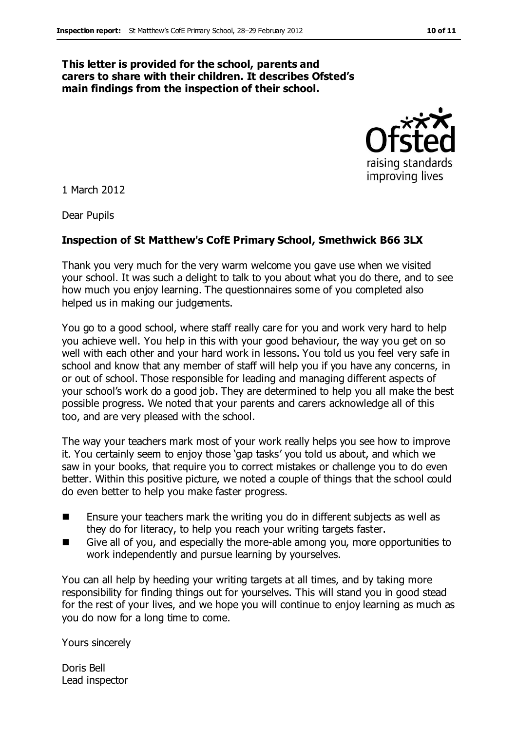**This letter is provided for the school, parents and carers to share with their children. It describes Ofsted's main findings from the inspection of their school.**

1 March 2012

Dear Pupils

**Inspection of St Matthew's CofE Primary School, Smethwick B66 3LX**

Thank you very much for the very warm welcome you gave use when we visited your school. It was such a delight to talk to you about what you do there, and to see how much you enjoy learning. The questionnaires some of you completed also helped us in making our judgements.

You go to a good school, where staff really care for you and work very hard to help you achieve well. You help in this with your good behaviour, the way you get on so well with each other and your hard work in lessons. You told us you feel very safe in school and know that any member of staff will help you if you have any concerns, in or out of school. Those responsible for leading and managing different aspects of your school's work do a good job. They are determined to help you all make the best possible progress. We noted that your parents and carers acknowledge all of this too, and are very pleased with the school.

The way your teachers mark most of your work really helps you see how to improve it. You certainly seem to enjoy those 'gap tasks' you told us about, and which we saw in your books, that require you to correct mistakes or challenge you to do even better. Within this positive picture, we noted a couple of things that the school could do even better to help you make faster progress.

- Ensure your teachers mark the writing you do in different subjects as well as they do for literacy, to help you reach your writing targets faster.
- Give all of you, and especially the more-able among you, more opportunities to work independently and pursue learning by yourselves.

You can all help by heeding your writing targets at all times, and by taking more responsibility for finding things out for yourselves. This will stand you in good stead for the rest of your lives, and we hope you will continue to enjoy learning as much as you do now for a long time to come.

Yours sincerely

Doris Bell
Lead inspector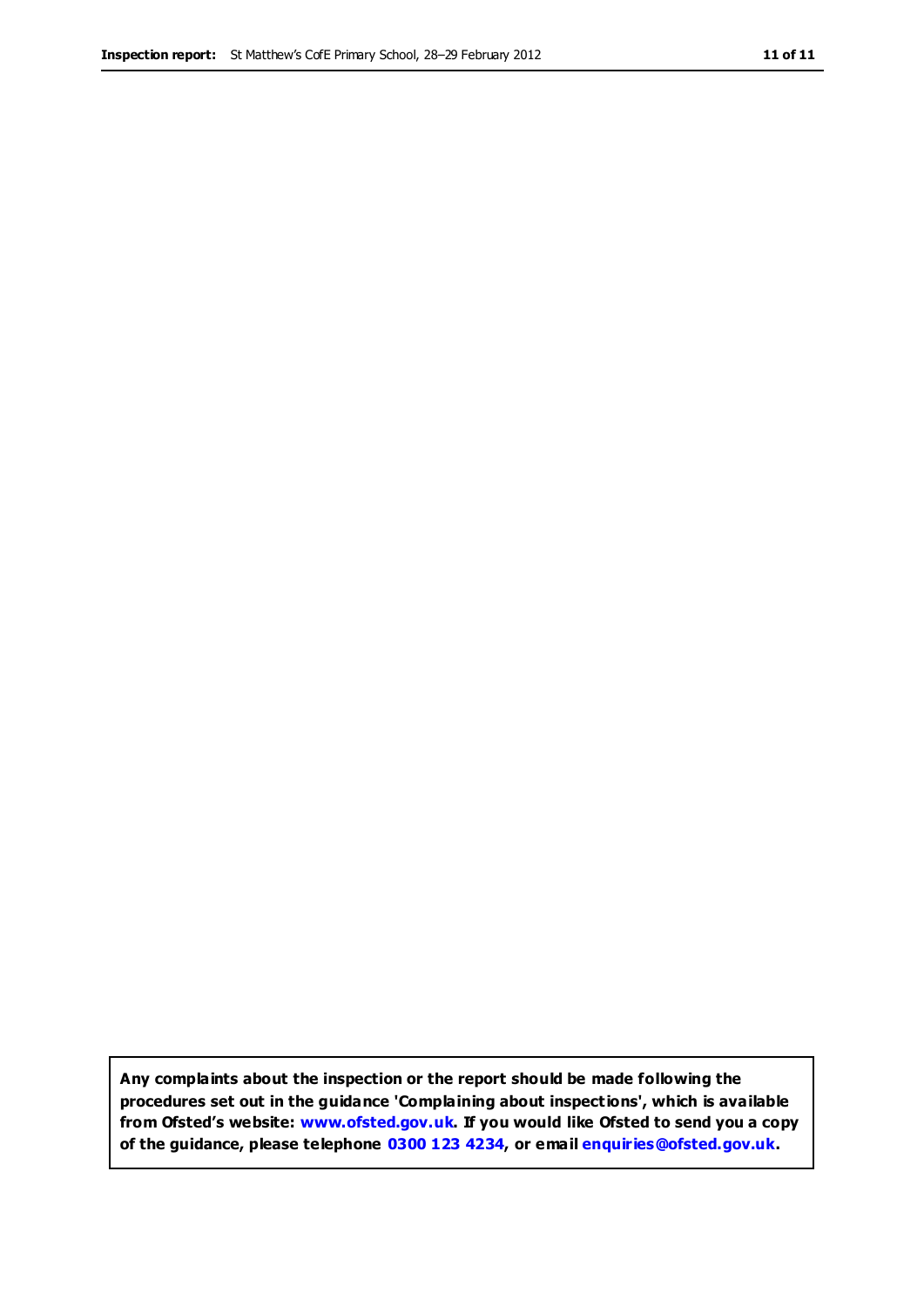**Any complaints about the inspection or the report should be made following the procedures set out in the guidance 'Complaining about inspections', which is available from Ofsted's website: www.ofsted.gov.uk. If you would like Ofsted to send you a copy of the guidance, please telephone 0300 123 4234, or email enquiries@ofsted.gov.uk.**